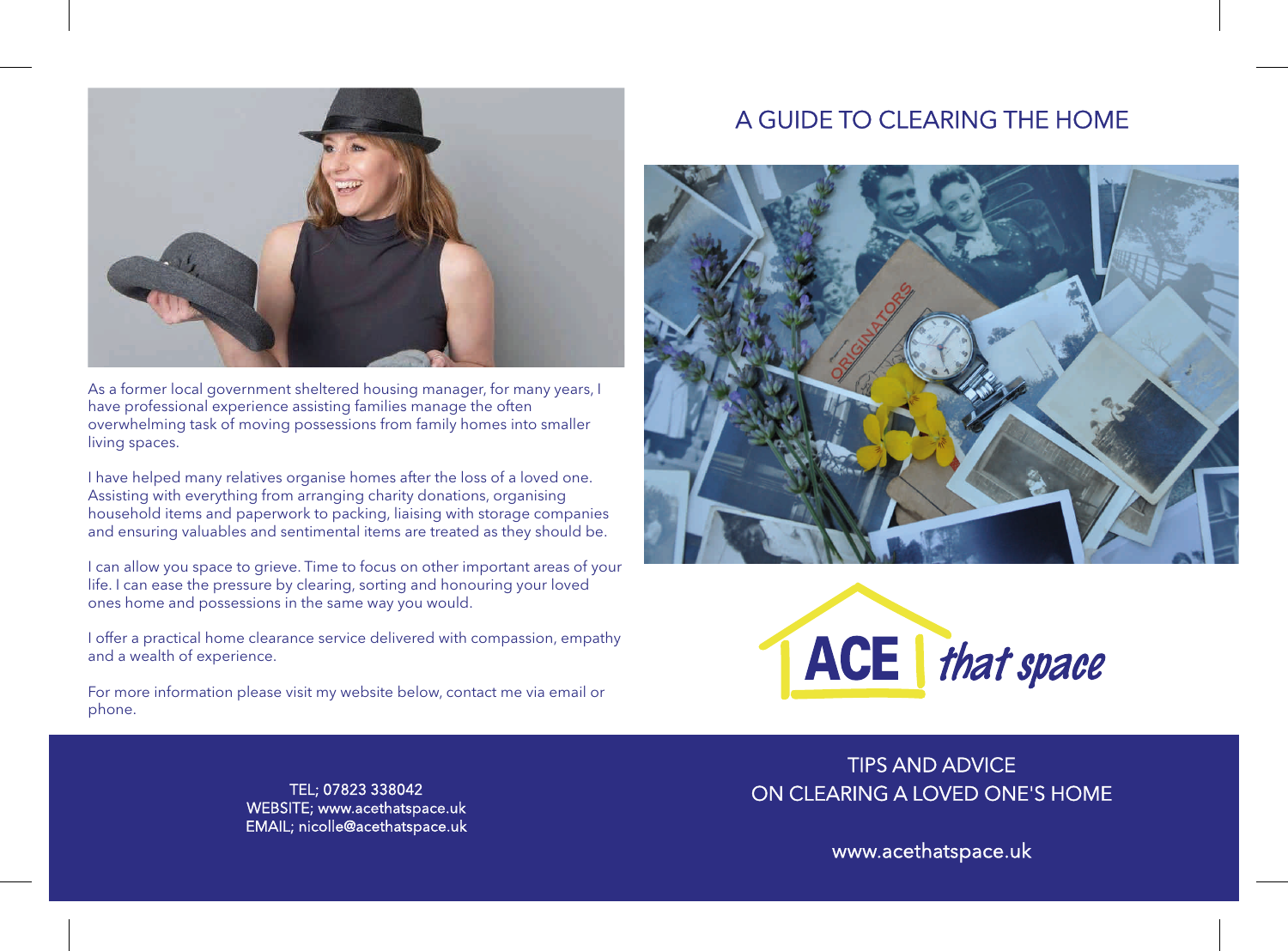As a former local government sheltered housing manager, for many years, I have professional experience assisting families manage the often overwhelming task of moving possessions from family homes into smaller living spaces.

I have helped many relatives organise homes after the loss of a loved one. Assisting with everything from arranging charity donations, organising household items and paperwork to packing, liaising with storage companies and ensuring valuables and sentimental items are treated as they should be.

I can allow you space to grieve. Time to focus on other important areas of your life. I can ease the pressure by clearing, sorting and honouring your loved ones home and possessions in the same way you would.

I offer a practical home clearance service delivered with compassion, empathy and a wealth of experience.

For more information please visit my website below, contact me via email or phone.

TEL; 07823 338042
WEBSITE; www.acethatspace.uk
EMAIL; nicolle@acethatspace.uk

# A GUIDE TO CLEARING THE HOME

ACE that space

## TIPS AND ADVICE ON CLEARING A LOVED ONE'S HOME

www.acethatspace.uk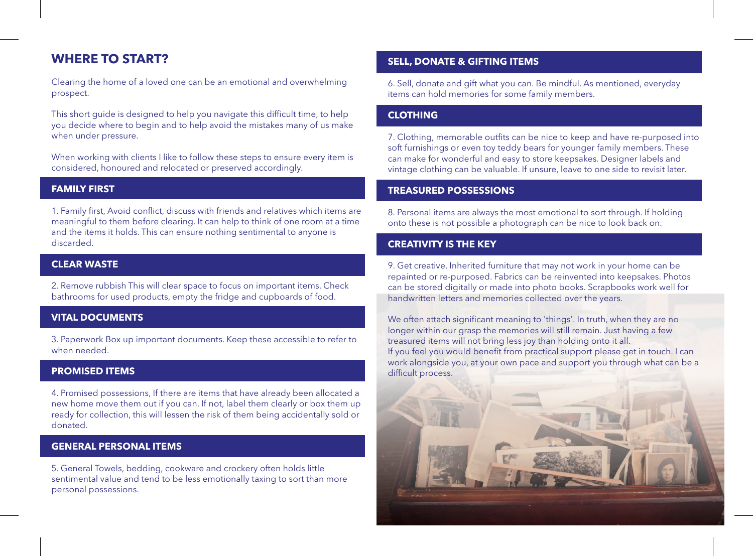## WHERE TO START?

Clearing the home of a loved one can be an emotional and overwhelming prospect.

This short guide is designed to help you navigate this difficult time, to help you decide where to begin and to help avoid the mistakes many of us make when under pressure.

When working with clients I like to follow these steps to ensure every item is considered, honoured and relocated or preserved accordingly.

### FAMILY FIRST

1. Family first, Avoid conflict, discuss with friends and relatives which items are meaningful to them before clearing. It can help to think of one room at a time and the items it holds. This can ensure nothing sentimental to anyone is discarded.

### CLEAR WASTE

2. Remove rubbish This will clear space to focus on important items. Check bathrooms for used products, empty the fridge and cupboards of food.

### VITAL DOCUMENTS

3. Paperwork Box up important documents. Keep these accessible to refer to when needed.

### PROMISED ITEMS

4. Promised possessions, If there are items that have already been allocated a new home move them out if you can. If not, label them clearly or box them up ready for collection, this will lessen the risk of them being accidentally sold or donated.

### GENERAL PERSONAL ITEMS

5. General Towels, bedding, cookware and crockery often holds little sentimental value and tend to be less emotionally taxing to sort than more personal possessions.

### SELL, DONATE & GIFTING ITEMS

6. Sell, donate and gift what you can. Be mindful. As mentioned, everyday items can hold memories for some family members.

### CLOTHING

7. Clothing, memorable outfits can be nice to keep and have re-purposed into soft furnishings or even toy teddy bears for younger family members. These can make for wonderful and easy to store keepsakes. Designer labels and vintage clothing can be valuable. If unsure, leave to one side to revisit later.

### TREASURED POSSESSIONS

8. Personal items are always the most emotional to sort through. If holding onto these is not possible a photograph can be nice to look back on.

### CREATIVITY IS THE KEY

9. Get creative. Inherited furniture that may not work in your home can be repainted or re-purposed. Fabrics can be reinvented into keepsakes. Photos can be stored digitally or made into photo books. Scrapbooks work well for handwritten letters and memories collected over the years.

We often attach significant meaning to 'things'. In truth, when they are no longer within our grasp the memories will still remain. Just having a few treasured items will not bring less joy than holding onto it all.

If you feel you would benefit from practical support please get in touch. I can work alongside you, at your own pace and support you through what can be a difficult process.